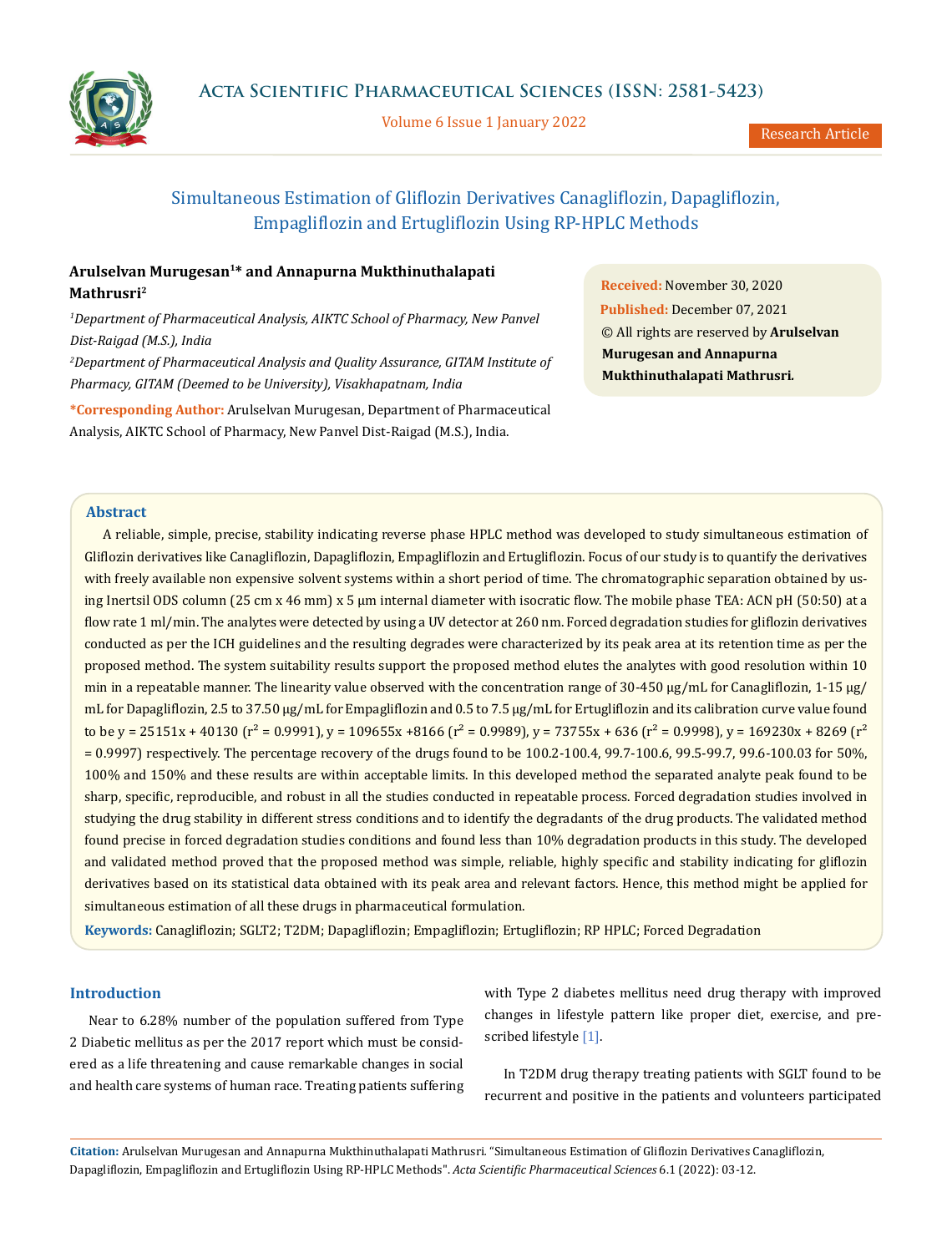Research Article

# Simultaneous Estimation of Gliflozin Derivatives Canagliflozin, Dapagliflozin, Empagliflozin and Ertugliflozin Using RP-HPLC Methods

**Arulselvan Murugesan[1]* and Annapurna Mukthinuthalapati Mathrusri[2]**

*[1]Department of Pharmaceutical Analysis, AIKTC School of Pharmacy, New Panvel Dist-Raigad (M.S.), India*

*[2]Department of Pharmaceutical Analysis and Quality Assurance, GITAM Institute of Pharmacy, GITAM (Deemed to be University), Visakhapatnam, India*

**\*Corresponding Author:** Arulselvan Murugesan, Department of Pharmaceutical Analysis, AIKTC School of Pharmacy, New Panvel Dist-Raigad (M.S.), India.

**Received:** November 30, 2020

**Published:** December 07, 2021

© All rights are reserved by **Arulselvan Murugesan and Annapurna Mukthinuthalapati Mathrusri.**

## Abstract

A reliable, simple, precise, stability indicating reverse phase HPLC method was developed to study simultaneous estimation of Gliflozin derivatives like Canagliflozin, Dapagliflozin, Empagliflozin and Ertugliflozin. Focus of our study is to quantify the derivatives with freely available non expensive solvent systems within a short period of time. The chromatographic separation obtained by using Inertsil ODS column (25 cm x 46 mm) x 5 µm internal diameter with isocratic flow. The mobile phase TEA: ACN pH (50:50) at a flow rate 1 ml/min. The analytes were detected by using a UV detector at 260 nm. Forced degradation studies for gliflozin derivatives conducted as per the ICH guidelines and the resulting degrades were characterized by its peak area at its retention time as per the proposed method. The system suitability results support the proposed method elutes the analytes with good resolution within 10 min in a repeatable manner. The linearity value observed with the concentration range of 30-450 µg/mL for Canagliflozin, 1-15 µg/mL for Dapagliflozin, 2.5 to 37.50 µg/mL for Empagliflozin and 0.5 to 7.5 µg/mL for Ertugliflozin and its calibration curve value found to be y = 25151x + 40130 ($r^2$ = 0.9991), y = 109655x +8166 ($r^2$ = 0.9989), y = 73755x + 636 ($r^2$ = 0.9998), y = 169230x + 8269 ($r^2$ = 0.9997) respectively. The percentage recovery of the drugs found to be 100.2-100.4, 99.7-100.6, 99.5-99.7, 99.6-100.03 for 50%, 100% and 150% and these results are within acceptable limits. In this developed method the separated analyte peak found to be sharp, specific, reproducible, and robust in all the studies conducted in repeatable process. Forced degradation studies involved in studying the drug stability in different stress conditions and to identify the degradants of the drug products. The validated method found precise in forced degradation studies conditions and found less than 10% degradation products in this study. The developed and validated method proved that the proposed method was simple, reliable, highly specific and stability indicating for gliflozin derivatives based on its statistical data obtained with its peak area and relevant factors. Hence, this method might be applied for simultaneous estimation of all these drugs in pharmaceutical formulation.

**Keywords:** Canagliflozin; SGLT2; T2DM; Dapagliflozin; Empagliflozin; Ertugliflozin; RP HPLC; Forced Degradation

## Introduction

Near to 6.28% number of the population suffered from Type 2 Diabetic mellitus as per the 2017 report which must be considered as a life threatening and cause remarkable changes in social and health care systems of human race. Treating patients suffering with Type 2 diabetes mellitus need drug therapy with improved changes in lifestyle pattern like proper diet, exercise, and prescribed lifestyle [1].

In T2DM drug therapy treating patients with SGLT found to be recurrent and positive in the patients and volunteers participated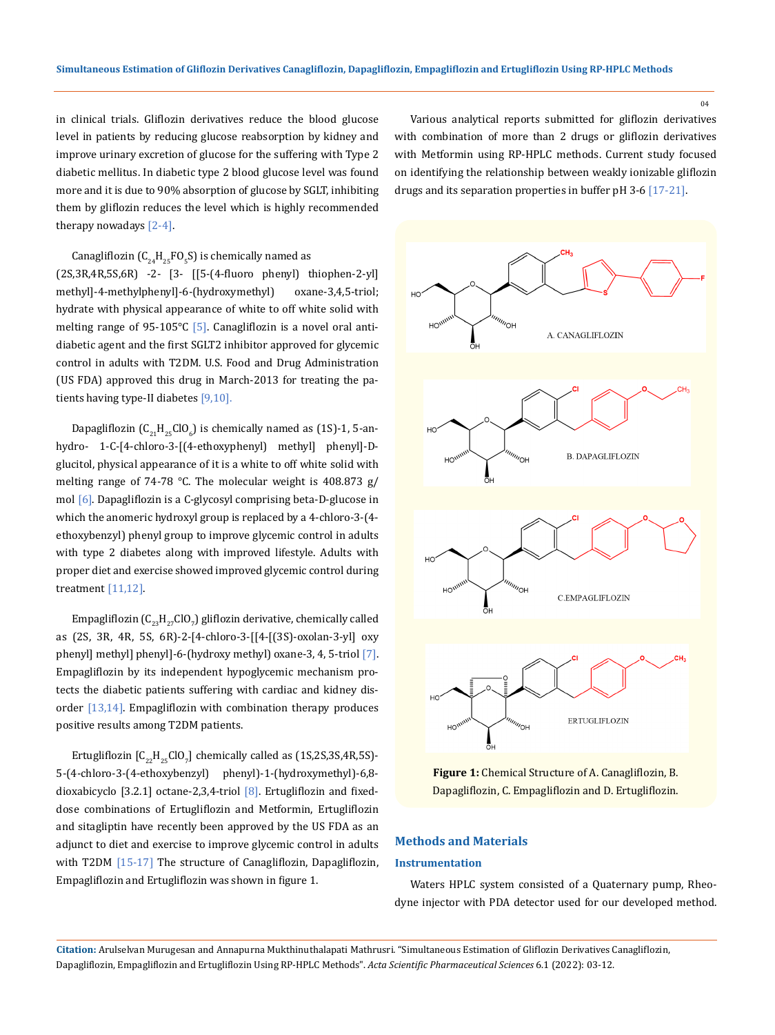in clinical trials. Gliflozin derivatives reduce the blood glucose level in patients by reducing glucose reabsorption by kidney and improve urinary excretion of glucose for the suffering with Type 2 diabetic mellitus. In diabetic type 2 blood glucose level was found more and it is due to 90% absorption of glucose by SGLT, inhibiting them by gliflozin reduces the level which is highly recommended therapy nowadays [2-4].

Canagliflozin ($C_{24}H_{25}FO_5S$) is chemically named as (2S,3R,4R,5S,6R) -2- [3- [[5-(4-fluoro phenyl) thiophen-2-yl] methyl]-4-methylphenyl]-6-(hydroxymethyl) oxane-3,4,5-triol; hydrate with physical appearance of white to off white solid with melting range of 95-105°C [5]. Canagliflozin is a novel oral anti-diabetic agent and the first SGLT2 inhibitor approved for glycemic control in adults with T2DM. U.S. Food and Drug Administration (US FDA) approved this drug in March-2013 for treating the patients having type-II diabetes [9,10].

Dapagliflozin ($C_{21}H_{25}ClO_6$) is chemically named as (1S)-1, 5-anhydro- 1-C-[4-chloro-3-[(4-ethoxyphenyl) methyl] phenyl]-D-glucitol, physical appearance of it is a white to off white solid with melting range of 74-78 °C. The molecular weight is 408.873 g/mol [6]. Dapagliflozin is a C-glycosyl comprising beta-D-glucose in which the anomeric hydroxyl group is replaced by a 4-chloro-3-(4-ethoxybenzyl) phenyl group to improve glycemic control in adults with type 2 diabetes along with improved lifestyle. Adults with proper diet and exercise showed improved glycemic control during treatment [11,12].

Empagliflozin ($C_{23}H_{27}ClO_7$) gliflozin derivative, chemically called as (2S, 3R, 4R, 5S, 6R)-2-[4-chloro-3-[[4-[(3S)-oxolan-3-yl] oxy phenyl] methyl] phenyl]-6-(hydroxy methyl) oxane-3, 4, 5-triol [7]. Empagliflozin by its independent hypoglycemic mechanism protects the diabetic patients suffering with cardiac and kidney disorder [13,14]. Empagliflozin with combination therapy produces positive results among T2DM patients.

Ertugliflozin [$C_{22}H_{25}ClO_7$] chemically called as (1S,2S,3S,4R,5S)-5-(4-chloro-3-(4-ethoxybenzyl) phenyl)-1-(hydroxymethyl)-6,8-dioxabicyclo [3.2.1] octane-2,3,4-triol [8]. Ertugliflozin and fixed-dose combinations of Ertugliflozin and Metformin, Ertugliflozin and sitagliptin have recently been approved by the US FDA as an adjunct to diet and exercise to improve glycemic control in adults with T2DM [15-17] The structure of Canagliflozin, Dapagliflozin, Empagliflozin and Ertugliflozin was shown in figure 1.

Various analytical reports submitted for gliflozin derivatives with combination of more than 2 drugs or gliflozin derivatives with Metformin using RP-HPLC methods. Current study focused on identifying the relationship between weakly ionizable gliflozin drugs and its separation properties in buffer pH 3-6 [17-21].

**Figure 1:** Chemical Structure of A. Canagliflozin, B. Dapagliflozin, C. Empagliflozin and D. Ertugliflozin.

## Methods and Materials

### Instrumentation

Waters HPLC system consisted of a Quaternary pump, Rheodyne injector with PDA detector used for our developed method.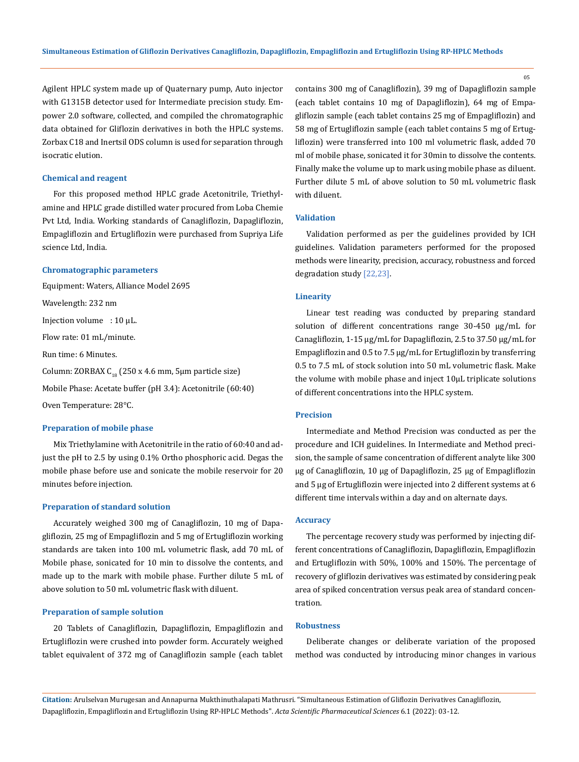Agilent HPLC system made up of Quaternary pump, Auto injector with G1315B detector used for Intermediate precision study. Empower 2.0 software, collected, and compiled the chromatographic data obtained for Gliflozin derivatives in both the HPLC systems. Zorbax C18 and Inertsil ODS column is used for separation through isocratic elution.

### Chemical and reagent

For this proposed method HPLC grade Acetonitrile, Triethylamine and HPLC grade distilled water procured from Loba Chemie Pvt Ltd, India. Working standards of Canagliflozin, Dapagliflozin, Empagliflozin and Ertugliflozin were purchased from Supriya Life science Ltd, India.

### Chromatographic parameters

Equipment: Waters, Alliance Model 2695

Wavelength: 232 nm

Injection volume : 10 μL.

Flow rate: 01 mL/minute.

Run time: 6 Minutes.

Column: ZORBAX $C_{18}$ (250 x 4.6 mm, 5μm particle size)

Mobile Phase: Acetate buffer (pH 3.4): Acetonitrile (60:40)

Oven Temperature: 28°C.

### Preparation of mobile phase

Mix Triethylamine with Acetonitrile in the ratio of 60:40 and adjust the pH to 2.5 by using 0.1% Ortho phosphoric acid. Degas the mobile phase before use and sonicate the mobile reservoir for 20 minutes before injection.

### Preparation of standard solution

Accurately weighed 300 mg of Canagliflozin, 10 mg of Dapagliflozin, 25 mg of Empagliflozin and 5 mg of Ertugliflozin working standards are taken into 100 mL volumetric flask, add 70 mL of Mobile phase, sonicated for 10 min to dissolve the contents, and made up to the mark with mobile phase. Further dilute 5 mL of above solution to 50 mL volumetric flask with diluent.

### Preparation of sample solution

20 Tablets of Canagliflozin, Dapagliflozin, Empagliflozin and Ertugliflozin were crushed into powder form. Accurately weighed tablet equivalent of 372 mg of Canagliflozin sample (each tablet contains 300 mg of Canagliflozin), 39 mg of Dapagliflozin sample (each tablet contains 10 mg of Dapagliflozin), 64 mg of Empagliflozin sample (each tablet contains 25 mg of Empagliflozin) and 58 mg of Ertugliflozin sample (each tablet contains 5 mg of Ertugliflozin) were transferred into 100 ml volumetric flask, added 70 ml of mobile phase, sonicated it for 30min to dissolve the contents. Finally make the volume up to mark using mobile phase as diluent. Further dilute 5 mL of above solution to 50 mL volumetric flask with diluent.

### Validation

Validation performed as per the guidelines provided by ICH guidelines. Validation parameters performed for the proposed methods were linearity, precision, accuracy, robustness and forced degradation study [22,23].

### Linearity

Linear test reading was conducted by preparing standard solution of different concentrations range 30-450 μg/mL for Canagliflozin, 1-15 μg/mL for Dapagliflozin, 2.5 to 37.50 μg/mL for Empagliflozin and 0.5 to 7.5 μg/mL for Ertugliflozin by transferring 0.5 to 7.5 mL of stock solution into 50 mL volumetric flask. Make the volume with mobile phase and inject 10μL triplicate solutions of different concentrations into the HPLC system.

### Precision

Intermediate and Method Precision was conducted as per the procedure and ICH guidelines. In Intermediate and Method precision, the sample of same concentration of different analyte like 300 μg of Canagliflozin, 10 μg of Dapagliflozin, 25 μg of Empagliflozin and 5 μg of Ertugliflozin were injected into 2 different systems at 6 different time intervals within a day and on alternate days.

### Accuracy

The percentage recovery study was performed by injecting different concentrations of Canagliflozin, Dapagliflozin, Empagliflozin and Ertugliflozin with 50%, 100% and 150%. The percentage of recovery of gliflozin derivatives was estimated by considering peak area of spiked concentration versus peak area of standard concentration.

### Robustness

Deliberate changes or deliberate variation of the proposed method was conducted by introducing minor changes in various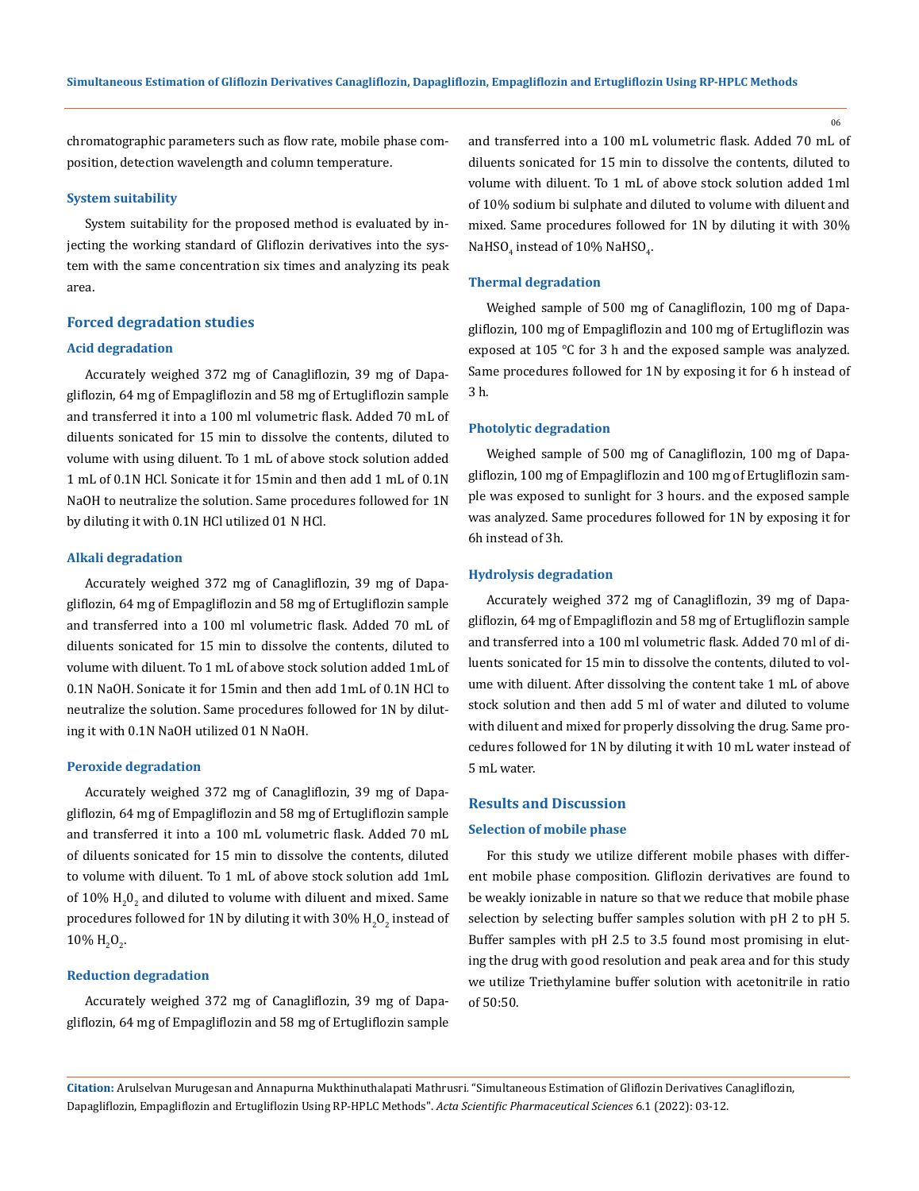chromatographic parameters such as flow rate, mobile phase composition, detection wavelength and column temperature.

### System suitability

System suitability for the proposed method is evaluated by injecting the working standard of Gliflozin derivatives into the system with the same concentration six times and analyzing its peak area.

## Forced degradation studies

### Acid degradation

Accurately weighed 372 mg of Canagliflozin, 39 mg of Dapagliflozin, 64 mg of Empagliflozin and 58 mg of Ertugliflozin sample and transferred it into a 100 ml volumetric flask. Added 70 mL of diluents sonicated for 15 min to dissolve the contents, diluted to volume with using diluent. To 1 mL of above stock solution added 1 mL of 0.1N HCl. Sonicate it for 15min and then add 1 mL of 0.1N NaOH to neutralize the solution. Same procedures followed for 1N by diluting it with 0.1N HCl utilized 01 N HCl.

### Alkali degradation

Accurately weighed 372 mg of Canagliflozin, 39 mg of Dapagliflozin, 64 mg of Empagliflozin and 58 mg of Ertugliflozin sample and transferred into a 100 ml volumetric flask. Added 70 mL of diluents sonicated for 15 min to dissolve the contents, diluted to volume with diluent. To 1 mL of above stock solution added 1mL of 0.1N NaOH. Sonicate it for 15min and then add 1mL of 0.1N HCl to neutralize the solution. Same procedures followed for 1N by diluting it with 0.1N NaOH utilized 01 N NaOH.

### Peroxide degradation

Accurately weighed 372 mg of Canagliflozin, 39 mg of Dapagliflozin, 64 mg of Empagliflozin and 58 mg of Ertugliflozin sample and transferred it into a 100 mL volumetric flask. Added 70 mL of diluents sonicated for 15 min to dissolve the contents, diluted to volume with diluent. To 1 mL of above stock solution add 1mL of 10% $H_2O_2$ and diluted to volume with diluent and mixed. Same procedures followed for 1N by diluting it with 30% $H_2O_2$ instead of 10% $H_2O_2$.

### Reduction degradation

Accurately weighed 372 mg of Canagliflozin, 39 mg of Dapagliflozin, 64 mg of Empagliflozin and 58 mg of Ertugliflozin sample and transferred into a 100 mL volumetric flask. Added 70 mL of diluents sonicated for 15 min to dissolve the contents, diluted to volume with diluent. To 1 mL of above stock solution added 1ml of 10% sodium bi sulphate and diluted to volume with diluent and mixed. Same procedures followed for 1N by diluting it with 30% $NaHSO_4$ instead of 10% $NaHSO_4$.

### Thermal degradation

Weighed sample of 500 mg of Canagliflozin, 100 mg of Dapagliflozin, 100 mg of Empagliflozin and 100 mg of Ertugliflozin was exposed at 105 °C for 3 h and the exposed sample was analyzed. Same procedures followed for 1N by exposing it for 6 h instead of 3 h.

### Photolytic degradation

Weighed sample of 500 mg of Canagliflozin, 100 mg of Dapagliflozin, 100 mg of Empagliflozin and 100 mg of Ertugliflozin sample was exposed to sunlight for 3 hours. and the exposed sample was analyzed. Same procedures followed for 1N by exposing it for 6h instead of 3h.

### Hydrolysis degradation

Accurately weighed 372 mg of Canagliflozin, 39 mg of Dapagliflozin, 64 mg of Empagliflozin and 58 mg of Ertugliflozin sample and transferred into a 100 ml volumetric flask. Added 70 ml of diluents sonicated for 15 min to dissolve the contents, diluted to volume with diluent. After dissolving the content take 1 mL of above stock solution and then add 5 ml of water and diluted to volume with diluent and mixed for properly dissolving the drug. Same procedures followed for 1N by diluting it with 10 mL water instead of 5 mL water.

## Results and Discussion

### Selection of mobile phase

For this study we utilize different mobile phases with different mobile phase composition. Gliflozin derivatives are found to be weakly ionizable in nature so that we reduce that mobile phase selection by selecting buffer samples solution with pH 2 to pH 5. Buffer samples with pH 2.5 to 3.5 found most promising in eluting the drug with good resolution and peak area and for this study we utilize Triethylamine buffer solution with acetonitrile in ratio of 50:50.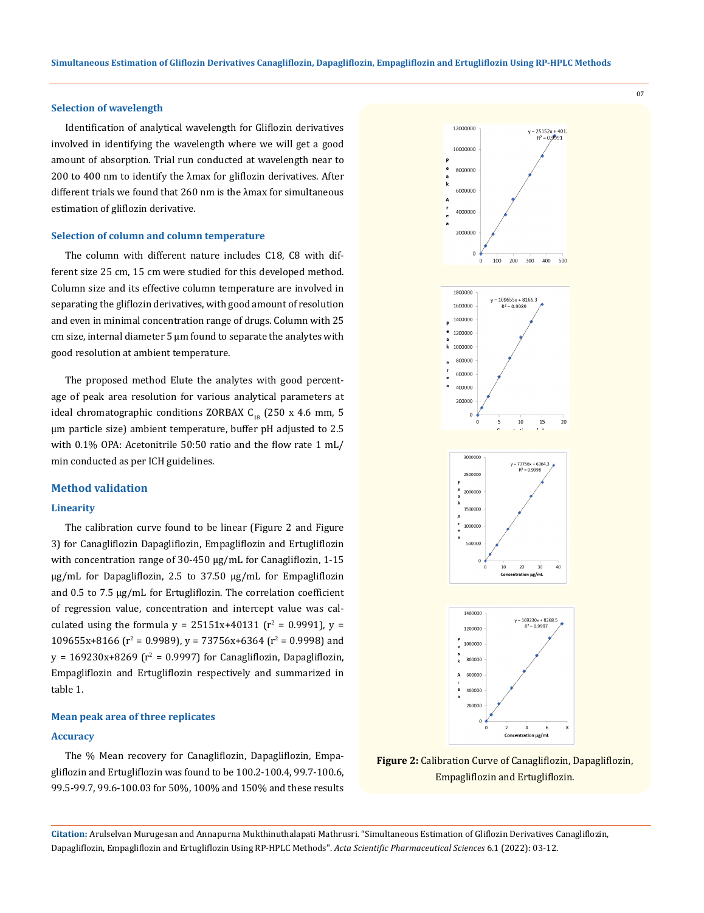### Selection of wavelength

Identification of analytical wavelength for Gliflozin derivatives involved in identifying the wavelength where we will get a good amount of absorption. Trial run conducted at wavelength near to 200 to 400 nm to identify the λmax for gliflozin derivatives. After different trials we found that 260 nm is the λmax for simultaneous estimation of gliflozin derivative.

### Selection of column and column temperature

The column with different nature includes C18, C8 with different size 25 cm, 15 cm were studied for this developed method. Column size and its effective column temperature are involved in separating the gliflozin derivatives, with good amount of resolution and even in minimal concentration range of drugs. Column with 25 cm size, internal diameter 5 µm found to separate the analytes with good resolution at ambient temperature.

The proposed method Elute the analytes with good percentage of peak area resolution for various analytical parameters at ideal chromatographic conditions ZORBAX $C_{18}$ (250 x 4.6 mm, 5 µm particle size) ambient temperature, buffer pH adjusted to 2.5 with 0.1% OPA: Acetonitrile 50:50 ratio and the flow rate 1 mL/min conducted as per ICH guidelines.

## Method validation

### Linearity

The calibration curve found to be linear (Figure 2 and Figure 3) for Canagliflozin Dapagliflozin, Empagliflozin and Ertugliflozin with concentration range of 30-450 µg/mL for Canagliflozin, 1-15 µg/mL for Dapagliflozin, 2.5 to 37.50 µg/mL for Empagliflozin and 0.5 to 7.5 µg/mL for Ertugliflozin. The correlation coefficient of regression value, concentration and intercept value was calculated using the formula y = 25151x+40131 ($r^2$ = 0.9991), y = 109655x+8166 ($r^2$ = 0.9989), y = 73756x+6364 ($r^2$ = 0.9998) and y = 169230x+8269 ($r^2$ = 0.9997) for Canagliflozin, Dapagliflozin, Empagliflozin and Ertugliflozin respectively and summarized in table 1.

### Mean peak area of three replicates

### Accuracy

The % Mean recovery for Canagliflozin, Dapagliflozin, Empagliflozin and Ertugliflozin was found to be 100.2-100.4, 99.7-100.6, 99.5-99.7, 99.6-100.03 for 50%, 100% and 150% and these results

**Figure 2:** Calibration Curve of Canagliflozin, Dapagliflozin, Empagliflozin and Ertugliflozin.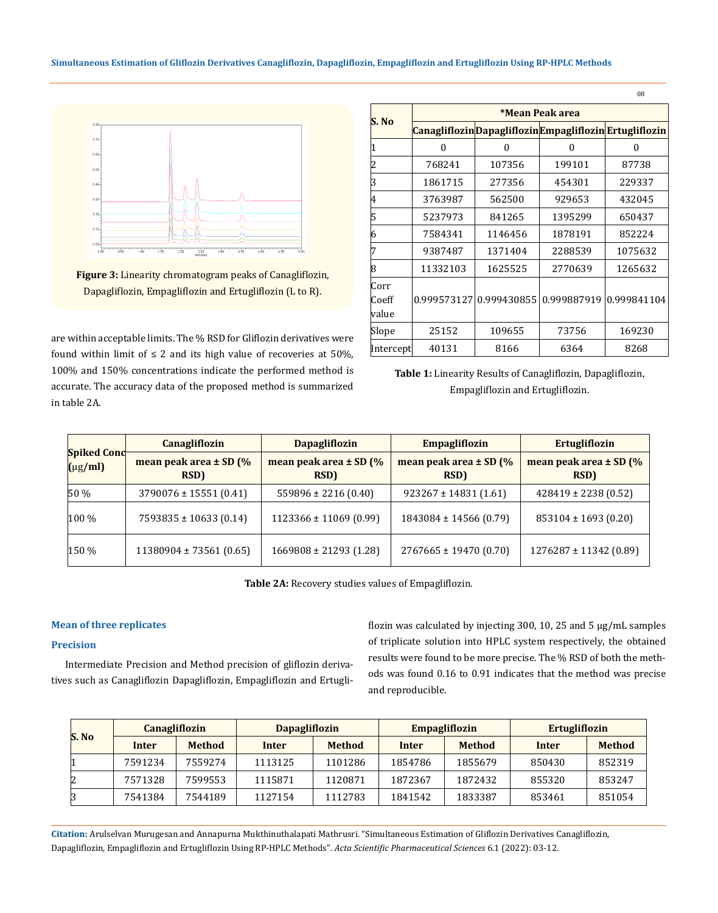Figure 3: Linearity chromatogram peaks of Canagliflozin, Dapagliflozin, Empagliflozin and Ertugliflozin (L to R).

are within acceptable limits. The % RSD for Gliflozin derivatives were found within limit of ≤ 2 and its high value of recoveries at 50%, 100% and 150% concentrations indicate the performed method is accurate. The accuracy data of the proposed method is summarized in table 2A.

| S. No | *Mean Peak area | | | |
|---|---|---|---|---|
| | Canagliflozin | Dapagliflozin | Empagliflozin | Ertugliflozin |
| 1 | 0 | 0 | 0 | 0 |
| 2 | 768241 | 107356 | 199101 | 87738 |
| 3 | 1861715 | 277356 | 454301 | 229337 |
| 4 | 3763987 | 562500 | 929653 | 432045 |
| 5 | 5237973 | 841265 | 1395299 | 650437 |
| 6 | 7584341 | 1146456 | 1878191 | 852224 |
| 7 | 9387487 | 1371404 | 2288539 | 1075632 |
| 8 | 11332103 | 1625525 | 2770639 | 1265632 |
| Corr Coeff value | 0.999573127 | 0.999430855 | 0.999887919 | 0.999841104 |
| Slope | 25152 | 109655 | 73756 | 169230 |
| Intercept | 40131 | 8166 | 6364 | 8268 |

**Table 1:** Linearity Results of Canagliflozin, Dapagliflozin, Empagliflozin and Ertugliflozin.

| Spiked Conc (μg/ml) | Canagliflozin | Dapagliflozin | Empagliflozin | Ertugliflozin |
|---|---|---|---|---|
| | mean peak area ± SD (% RSD) | mean peak area ± SD (% RSD) | mean peak area ± SD (% RSD) | mean peak area ± SD (% RSD) |
| 50 % | 3790076 ± 15551 (0.41) | 559896 ± 2216 (0.40) | 923267 ± 14831 (1.61) | 428419 ± 2238 (0.52) |
| 100 % | 7593835 ± 10633 (0.14) | 1123366 ± 11069 (0.99) | 1843084 ± 14566 (0.79) | 853104 ± 1693 (0.20) |
| 150 % | 11380904 ± 73561 (0.65) | 1669808 ± 21293 (1.28) | 2767665 ± 19470 (0.70) | 1276287 ± 11342 (0.89) |

**Table 2A:** Recovery studies values of Empagliflozin.

### Mean of three replicates

### Precision

Intermediate Precision and Method precision of gliflozin derivatives such as Canagliflozin Dapagliflozin, Empagliflozin and Ertugliflozin was calculated by injecting 300, 10, 25 and 5 μg/mL samples of triplicate solution into HPLC system respectively, the obtained results were found to be more precise. The % RSD of both the methods was found 0.16 to 0.91 indicates that the method was precise and reproducible.

| S. No | Canagliflozin | | Dapagliflozin | | Empagliflozin | | Ertugliflozin | |
|---|---|---|---|---|---|---|---|---|
| | Inter | Method | Inter | Method | Inter | Method | Inter | Method |
| 1 | 7591234 | 7559274 | 1113125 | 1101286 | 1854786 | 1855679 | 850430 | 852319 |
| 2 | 7571328 | 7599553 | 1115871 | 1120871 | 1872367 | 1872432 | 855320 | 853247 |
| 3 | 7541384 | 7544189 | 1127154 | 1112783 | 1841542 | 1833387 | 853461 | 851054 |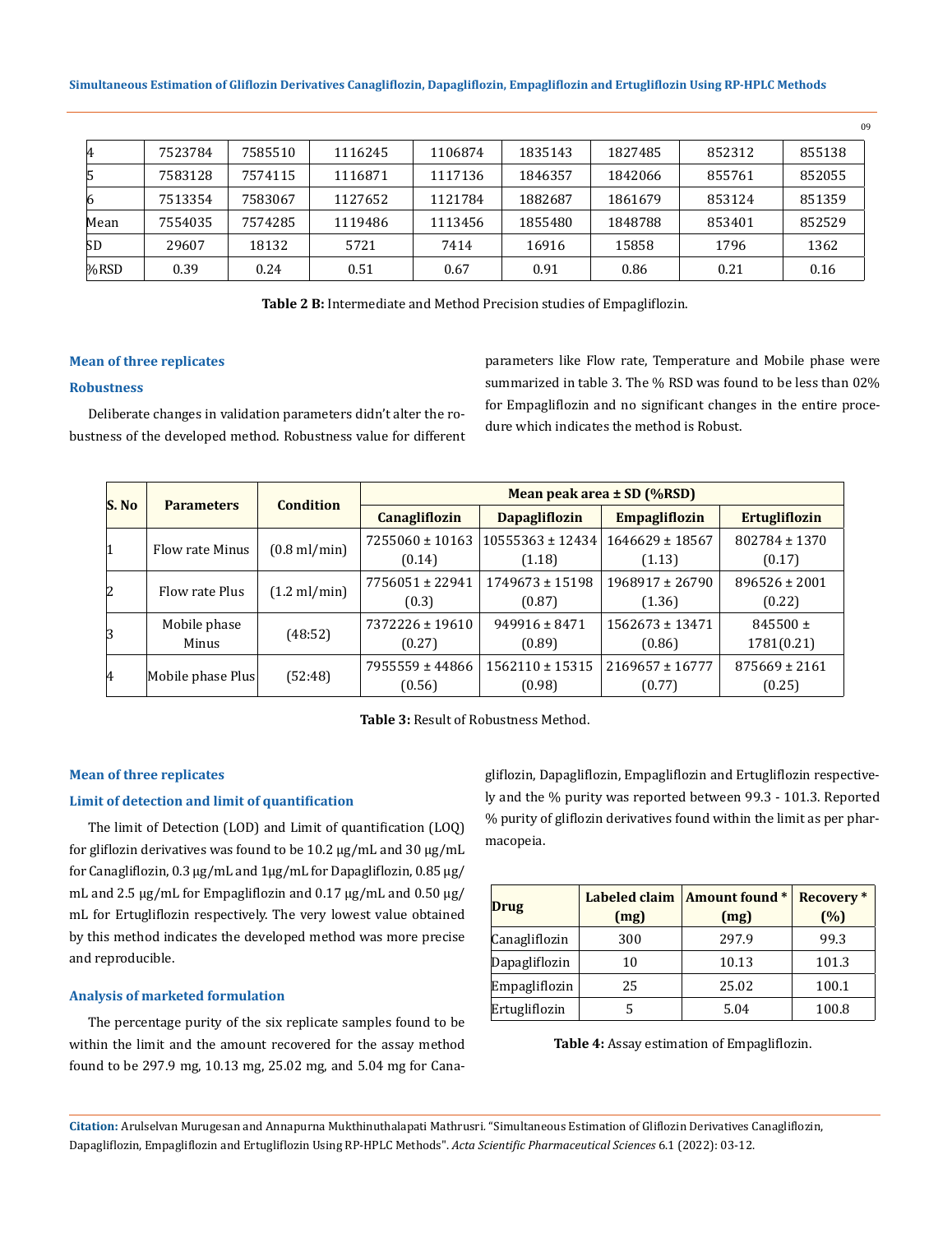| 4 | 7523784 | 7585510 | 1116245 | 1106874 | 1835143 | 1827485 | 852312 | 855138 |
|---|---|---|---|---|---|---|---|---|
| 5 | 7583128 | 7574115 | 1116871 | 1117136 | 1846357 | 1842066 | 855761 | 852055 |
| 6 | 7513354 | 7583067 | 1127652 | 1121784 | 1882687 | 1861679 | 853124 | 851359 |
| Mean | 7554035 | 7574285 | 1119486 | 1113456 | 1855480 | 1848788 | 853401 | 852529 |
| SD | 29607 | 18132 | 5721 | 7414 | 16916 | 15858 | 1796 | 1362 |
| %RSD | 0.39 | 0.24 | 0.51 | 0.67 | 0.91 | 0.86 | 0.21 | 0.16 |

**Table 2 B:** Intermediate and Method Precision studies of Empagliflozin.

### Mean of three replicates

### Robustness

Deliberate changes in validation parameters didn't alter the robustness of the developed method. Robustness value for different parameters like Flow rate, Temperature and Mobile phase were summarized in table 3. The % RSD was found to be less than 02% for Empagliflozin and no significant changes in the entire procedure which indicates the method is Robust.

| S. No | Parameters | Condition | Mean peak area ± SD (%RSD) | | | |
|---|---|---|---|---|---|---|
| | | | Canagliflozin | Dapagliflozin | Empagliflozin | Ertugliflozin |
| 1 | Flow rate Minus | (0.8 ml/min) | 7255060 ± 10163 (0.14) | 10555363 ± 12434 (1.18) | 1646629 ± 18567 (1.13) | 802784 ± 1370 (0.17) |
| 2 | Flow rate Plus | (1.2 ml/min) | 7756051 ± 22941 (0.3) | 1749673 ± 15198 (0.87) | 1968917 ± 26790 (1.36) | 896526 ± 2001 (0.22) |
| 3 | Mobile phase Minus | (48:52) | 7372226 ± 19610 (0.27) | 949916 ± 8471 (0.89) | 1562673 ± 13471 (0.86) | 845500 ± 1781(0.21) |
| 4 | Mobile phase Plus | (52:48) | 7955559 ± 44866 (0.56) | 1562110 ± 15315 (0.98) | 2169657 ± 16777 (0.77) | 875669 ± 2161 (0.25) |

**Table 3:** Result of Robustness Method.

### Mean of three replicates

### Limit of detection and limit of quantification

The limit of Detection (LOD) and Limit of quantification (LOQ) for gliflozin derivatives was found to be 10.2 µg/mL and 30 µg/mL for Canagliflozin, 0.3 µg/mL and 1µg/mL for Dapagliflozin, 0.85 µg/mL and 2.5 µg/mL for Empagliflozin and 0.17 µg/mL and 0.50 µg/mL for Ertugliflozin respectively. The very lowest value obtained by this method indicates the developed method was more precise and reproducible.

### Analysis of marketed formulation

The percentage purity of the six replicate samples found to be within the limit and the amount recovered for the assay method found to be 297.9 mg, 10.13 mg, 25.02 mg, and 5.04 mg for Canagliflozin, Dapagliflozin, Empagliflozin and Ertugliflozin respectively and the % purity was reported between 99.3 - 101.3. Reported % purity of gliflozin derivatives found within the limit as per pharmacopeia.

| Drug | Labeled claim (mg) | Amount found * (mg) | Recovery * (%) |
|---|---|---|---|
| Canagliflozin | 300 | 297.9 | 99.3 |
| Dapagliflozin | 10 | 10.13 | 101.3 |
| Empagliflozin | 25 | 25.02 | 100.1 |
| Ertugliflozin | 5 | 5.04 | 100.8 |

**Table 4:** Assay estimation of Empagliflozin.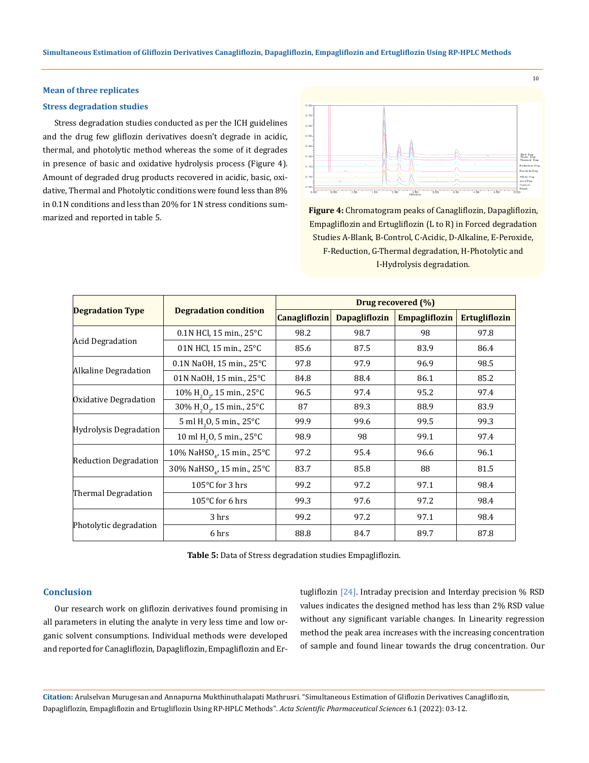**Mean of three replicates**

**Stress degradation studies**

Stress degradation studies conducted as per the ICH guidelines and the drug few gliflozin derivatives doesn't degrade in acidic, thermal, and photolytic method whereas the some of it degrades in presence of basic and oxidative hydrolysis process (Figure 4). Amount of degraded drug products recovered in acidic, basic, oxidative, Thermal and Photolytic conditions were found less than 8% in 0.1N conditions and less than 20% for 1N stress conditions summarized and reported in table 5.

**Figure 4:** Chromatogram peaks of Canagliflozin, Dapagliflozin, Empagliflozin and Ertugliflozin (L to R) in Forced degradation Studies A-Blank, B-Control, C-Acidic, D-Alkaline, E-Peroxide, F-Reduction, G-Thermal degradation, H-Photolytic and I-Hydrolysis degradation.

| Degradation Type | Degradation condition | Drug recovered (%) | | | |
|---|---|---|---|---|---|
| | | Canagliflozin | Dapagliflozin | Empagliflozin | Ertugliflozin |
| Acid Degradation | 0.1N HCl, 15 min., 25°C | 98.2 | 98.7 | 98 | 97.8 |
| | 01N HCl, 15 min., 25°C | 85.6 | 87.5 | 83.9 | 86.4 |
| Alkaline Degradation | 0.1N NaOH, 15 min., 25°C | 97.8 | 97.9 | 96.9 | 98.5 |
| | 01N NaOH, 15 min., 25°C | 84.8 | 88.4 | 86.1 | 85.2 |
| Oxidative Degradation | 10% $H_2O_2$, 15 min., 25°C | 96.5 | 97.4 | 95.2 | 97.4 |
| | 30% $H_2O_2$, 15 min., 25°C | 87 | 89.3 | 88.9 | 83.9 |
| Hydrolysis Degradation | 5 ml $H_2O$, 5 min., 25°C | 99.9 | 99.6 | 99.5 | 99.3 |
| | 10 ml $H_2O$, 5 min., 25°C | 98.9 | 98 | 99.1 | 97.4 |
| Reduction Degradation | 10% $NaHSO_4$, 15 min., 25°C | 97.2 | 95.4 | 96.6 | 96.1 |
| | 30% $NaHSO_4$, 15 min., 25°C | 83.7 | 85.8 | 88 | 81.5 |
| Thermal Degradation | 105°C for 3 hrs | 99.2 | 97.2 | 97.1 | 98.4 |
| | 105°C for 6 hrs | 99.3 | 97.6 | 97.2 | 98.4 |
| Photolytic degradation | 3 hrs | 99.2 | 97.2 | 97.1 | 98.4 |
| | 6 hrs | 88.8 | 84.7 | 89.7 | 87.8 |

**Table 5:** Data of Stress degradation studies Empagliflozin.

## Conclusion

Our research work on gliflozin derivatives found promising in all parameters in eluting the analyte in very less time and low organic solvent consumptions. Individual methods were developed and reported for Canagliflozin, Dapagliflozin, Empagliflozin and Ertugliflozin [24]. Intraday precision and Interday precision % RSD values indicates the designed method has less than 2% RSD value without any significant variable changes. In Linearity regression method the peak area increases with the increasing concentration of sample and found linear towards the drug concentration. Our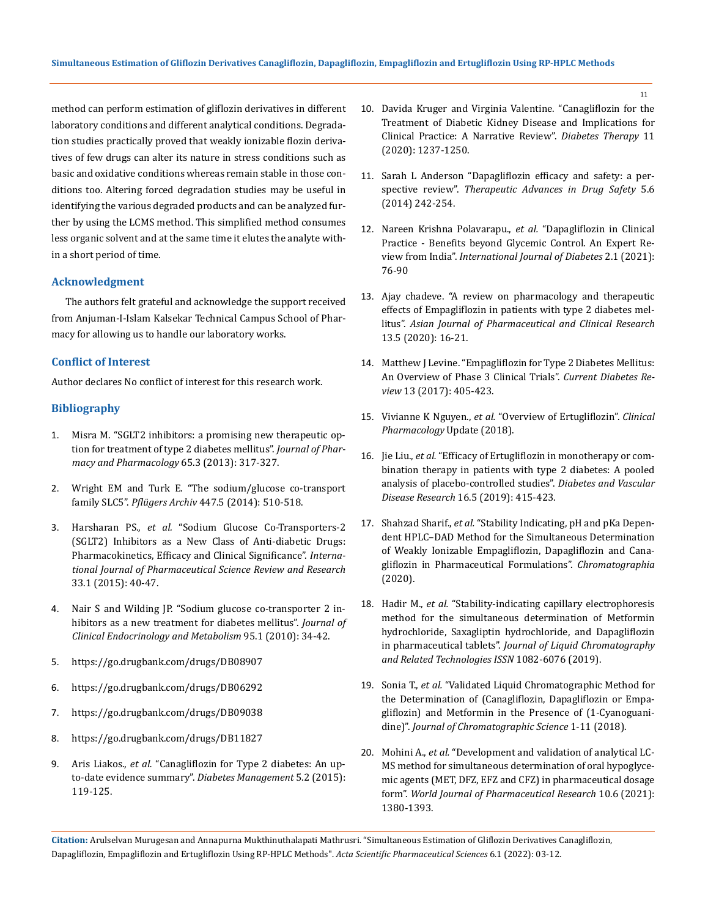method can perform estimation of gliflozin derivatives in different laboratory conditions and different analytical conditions. Degradation studies practically proved that weakly ionizable flozin derivatives of few drugs can alter its nature in stress conditions such as basic and oxidative conditions whereas remain stable in those conditions too. Altering forced degradation studies may be useful in identifying the various degraded products and can be analyzed further by using the LCMS method. This simplified method consumes less organic solvent and at the same time it elutes the analyte within a short period of time.

## Acknowledgment

The authors felt grateful and acknowledge the support received from Anjuman-I-Islam Kalsekar Technical Campus School of Pharmacy for allowing us to handle our laboratory works.

## Conflict of Interest

Author declares No conflict of interest for this research work.

## Bibliography

1. Misra M. "SGLT2 inhibitors: a promising new therapeutic option for treatment of type 2 diabetes mellitus". *Journal of Pharmacy and Pharmacology* 65.3 (2013): 317-327.
2. Wright EM and Turk E. "The sodium/glucose co-transport family SLC5". *Pflügers Archiv* 447.5 (2014): 510-518.
3. Harsharan PS., *et al.* "Sodium Glucose Co-Transporters-2 (SGLT2) Inhibitors as a New Class of Anti-diabetic Drugs: Pharmacokinetics, Efficacy and Clinical Significance". *International Journal of Pharmaceutical Science Review and Research* 33.1 (2015): 40-47.
4. Nair S and Wilding JP. "Sodium glucose co-transporter 2 inhibitors as a new treatment for diabetes mellitus". *Journal of Clinical Endocrinology and Metabolism* 95.1 (2010): 34-42.
5. https://go.drugbank.com/drugs/DB08907
6. https://go.drugbank.com/drugs/DB06292
7. https://go.drugbank.com/drugs/DB09038
8. https://go.drugbank.com/drugs/DB11827
9. Aris Liakos., *et al.* "Canagliflozin for Type 2 diabetes: An up-to-date evidence summary". *Diabetes Management* 5.2 (2015): 119-125.
10. Davida Kruger and Virginia Valentine. "Canagliflozin for the Treatment of Diabetic Kidney Disease and Implications for Clinical Practice: A Narrative Review". *Diabetes Therapy* 11 (2020): 1237-1250.
11. Sarah L Anderson "Dapagliflozin efficacy and safety: a perspective review". *Therapeutic Advances in Drug Safety* 5.6 (2014) 242-254.
12. Nareen Krishna Polavarapu., *et al.* "Dapagliflozin in Clinical Practice - Benefits beyond Glycemic Control. An Expert Review from India". *International Journal of Diabetes* 2.1 (2021): 76-90
13. Ajay chadeve. "A review on pharmacology and therapeutic effects of Empagliflozin in patients with type 2 diabetes mellitus". *Asian Journal of Pharmaceutical and Clinical Research* 13.5 (2020): 16-21.
14. Matthew J Levine. "Empagliflozin for Type 2 Diabetes Mellitus: An Overview of Phase 3 Clinical Trials". *Current Diabetes Review* 13 (2017): 405-423.
15. Vivianne K Nguyen., *et al.* "Overview of Ertugliflozin". *Clinical Pharmacology* Update (2018).
16. Jie Liu., *et al.* "Efficacy of Ertugliflozin in monotherapy or combination therapy in patients with type 2 diabetes: A pooled analysis of placebo-controlled studies". *Diabetes and Vascular Disease Research* 16.5 (2019): 415-423.
17. Shahzad Sharif., *et al.* "Stability Indicating, pH and pKa Dependent HPLC–DAD Method for the Simultaneous Determination of Weakly Ionizable Empagliflozin, Dapagliflozin and Canagliflozin in Pharmaceutical Formulations". *Chromatographia* (2020).
18. Hadir M., *et al.* "Stability-indicating capillary electrophoresis method for the simultaneous determination of Metformin hydrochloride, Saxagliptin hydrochloride, and Dapagliflozin in pharmaceutical tablets". *Journal of Liquid Chromatography and Related Technologies ISSN* 1082-6076 (2019).
19. Sonia T., *et al.* "Validated Liquid Chromatographic Method for the Determination of (Canagliflozin, Dapagliflozin or Empagliflozin) and Metformin in the Presence of (1-Cyanoguanidine)". *Journal of Chromatographic Science* 1-11 (2018).
20. Mohini A., *et al.* "Development and validation of analytical LC-MS method for simultaneous determination of oral hypoglycemic agents (MET, DFZ, EFZ and CFZ) in pharmaceutical dosage form". *World Journal of Pharmaceutical Research* 10.6 (2021): 1380-1393.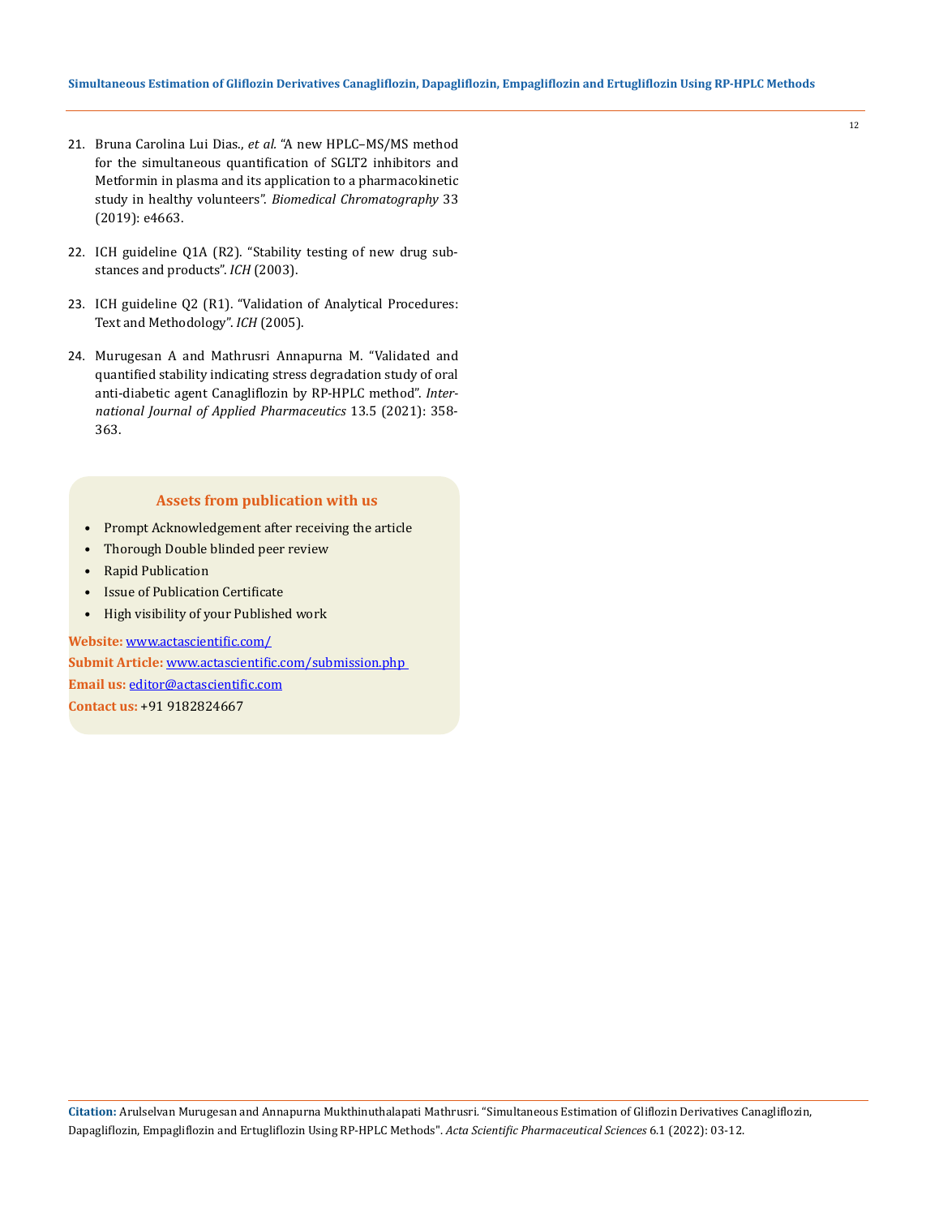21. Bruna Carolina Lui Dias., *et al.* "A new HPLC–MS/MS method for the simultaneous quantification of SGLT2 inhibitors and Metformin in plasma and its application to a pharmacokinetic study in healthy volunteers". *Biomedical Chromatography* 33 (2019): e4663.

22. ICH guideline Q1A (R2). "Stability testing of new drug substances and products". *ICH* (2003).

23. ICH guideline Q2 (R1). "Validation of Analytical Procedures: Text and Methodology". *ICH* (2005).

24. Murugesan A and Mathrusri Annapurna M. "Validated and quantified stability indicating stress degradation study of oral anti-diabetic agent Canagliflozin by RP-HPLC method". *International Journal of Applied Pharmaceutics* 13.5 (2021): 358-363.

**Assets from publication with us**

- Prompt Acknowledgement after receiving the article
- Thorough Double blinded peer review
- Rapid Publication
- Issue of Publication Certificate
- High visibility of your Published work

**Website:** www.actascientific.com/

**Submit Article:** www.actascientific.com/submission.php

**Email us:** editor@actascientific.com

**Contact us:** +91 9182824667

**Citation:** Arulselvan Murugesan and Annapurna Mukthinuthalapati Mathrusri. "Simultaneous Estimation of Gliflozin Derivatives Canagliflozin, Dapagliflozin, Empagliflozin and Ertugliflozin Using RP-HPLC Methods". *Acta Scientific Pharmaceutical Sciences* 6.1 (2022): 03-12.